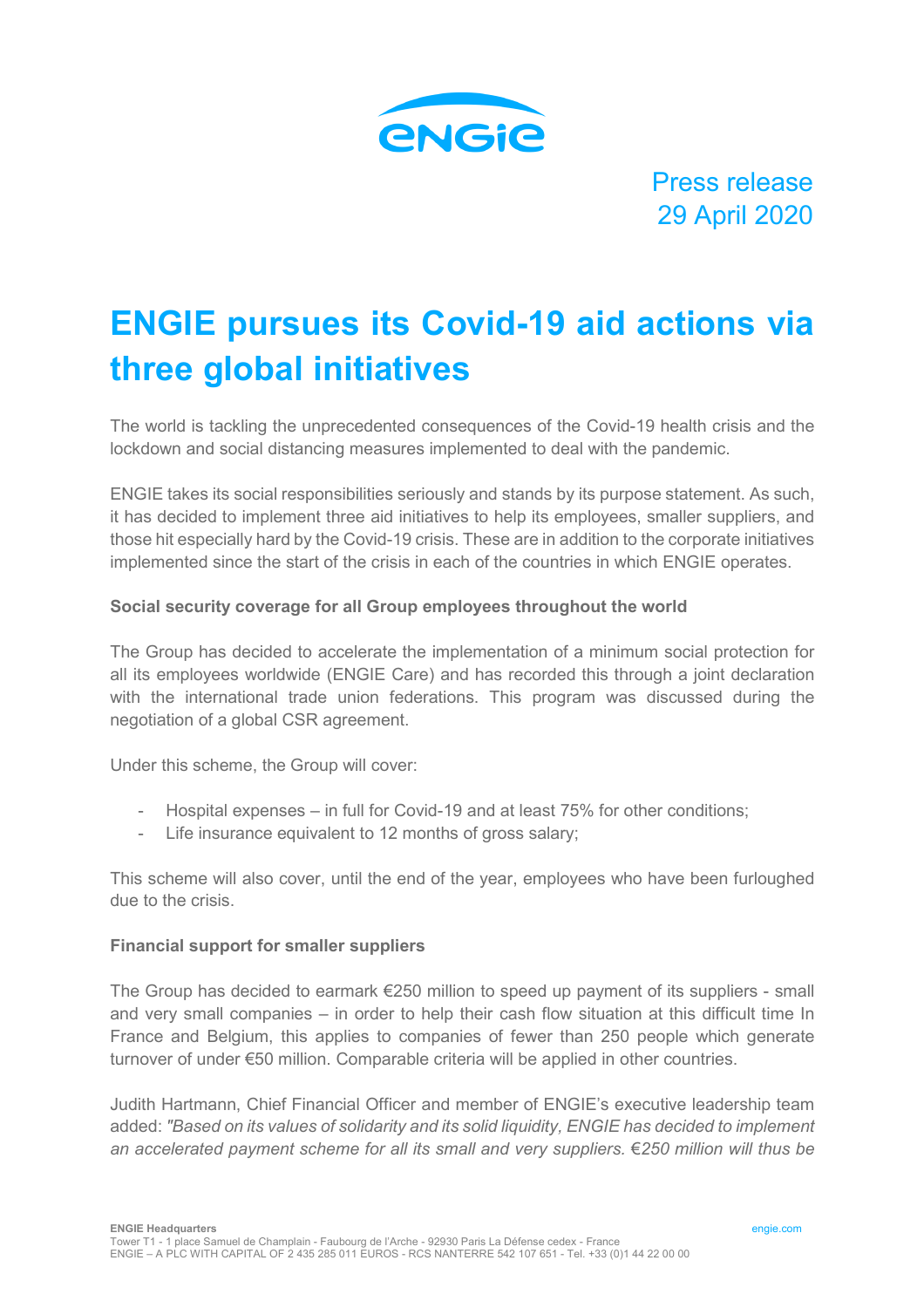Press release
29 April 2020

# ENGIE pursues its Covid-19 aid actions via three global initiatives

The world is tackling the unprecedented consequences of the Covid-19 health crisis and the lockdown and social distancing measures implemented to deal with the pandemic.

ENGIE takes its social responsibilities seriously and stands by its purpose statement. As such, it has decided to implement three aid initiatives to help its employees, smaller suppliers, and those hit especially hard by the Covid-19 crisis. These are in addition to the corporate initiatives implemented since the start of the crisis in each of the countries in which ENGIE operates.

**Social security coverage for all Group employees throughout the world**

The Group has decided to accelerate the implementation of a minimum social protection for all its employees worldwide (ENGIE Care) and has recorded this through a joint declaration with the international trade union federations. This program was discussed during the negotiation of a global CSR agreement.

Under this scheme, the Group will cover:

- Hospital expenses – in full for Covid-19 and at least 75% for other conditions;
- Life insurance equivalent to 12 months of gross salary;

This scheme will also cover, until the end of the year, employees who have been furloughed due to the crisis.

**Financial support for smaller suppliers**

The Group has decided to earmark €250 million to speed up payment of its suppliers - small and very small companies – in order to help their cash flow situation at this difficult time In France and Belgium, this applies to companies of fewer than 250 people which generate turnover of under €50 million. Comparable criteria will be applied in other countries.

Judith Hartmann, Chief Financial Officer and member of ENGIE's executive leadership team added: *"Based on its values of solidarity and its solid liquidity, ENGIE has decided to implement an accelerated payment scheme for all its small and very suppliers. €250 million will thus be*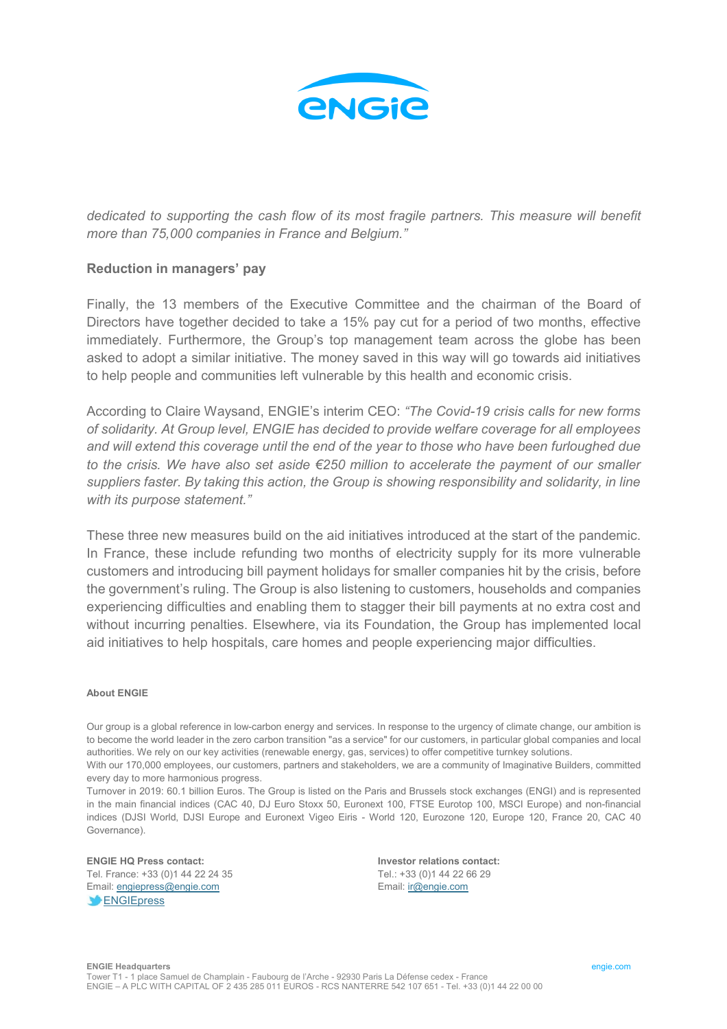*dedicated to supporting the cash flow of its most fragile partners. This measure will benefit more than 75,000 companies in France and Belgium."*

**Reduction in managers' pay**

Finally, the 13 members of the Executive Committee and the chairman of the Board of Directors have together decided to take a 15% pay cut for a period of two months, effective immediately. Furthermore, the Group's top management team across the globe has been asked to adopt a similar initiative. The money saved in this way will go towards aid initiatives to help people and communities left vulnerable by this health and economic crisis.

According to Claire Waysand, ENGIE's interim CEO: *"The Covid-19 crisis calls for new forms of solidarity. At Group level, ENGIE has decided to provide welfare coverage for all employees and will extend this coverage until the end of the year to those who have been furloughed due to the crisis. We have also set aside €250 million to accelerate the payment of our smaller suppliers faster. By taking this action, the Group is showing responsibility and solidarity, in line with its purpose statement."*

These three new measures build on the aid initiatives introduced at the start of the pandemic. In France, these include refunding two months of electricity supply for its more vulnerable customers and introducing bill payment holidays for smaller companies hit by the crisis, before the government's ruling. The Group is also listening to customers, households and companies experiencing difficulties and enabling them to stagger their bill payments at no extra cost and without incurring penalties. Elsewhere, via its Foundation, the Group has implemented local aid initiatives to help hospitals, care homes and people experiencing major difficulties.

**About ENGIE**

Our group is a global reference in low-carbon energy and services. In response to the urgency of climate change, our ambition is to become the world leader in the zero carbon transition "as a service" for our customers, in particular global companies and local authorities. We rely on our key activities (renewable energy, gas, services) to offer competitive turnkey solutions.
With our 170,000 employees, our customers, partners and stakeholders, we are a community of Imaginative Builders, committed every day to more harmonious progress.
Turnover in 2019: 60.1 billion Euros. The Group is listed on the Paris and Brussels stock exchanges (ENGI) and is represented in the main financial indices (CAC 40, DJ Euro Stoxx 50, Euronext 100, FTSE Eurotop 100, MSCI Europe) and non-financial indices (DJSI World, DJSI Europe and Euronext Vigeo Eiris - World 120, Eurozone 120, Europe 120, France 20, CAC 40 Governance).

**ENGIE HQ Press contact:**
Tel. France: +33 (0)1 44 22 24 35
Email: engiepress@engie.com
ENGIEpress

**Investor relations contact:**
Tel.: +33 (0)1 44 22 66 29
Email: ir@engie.com